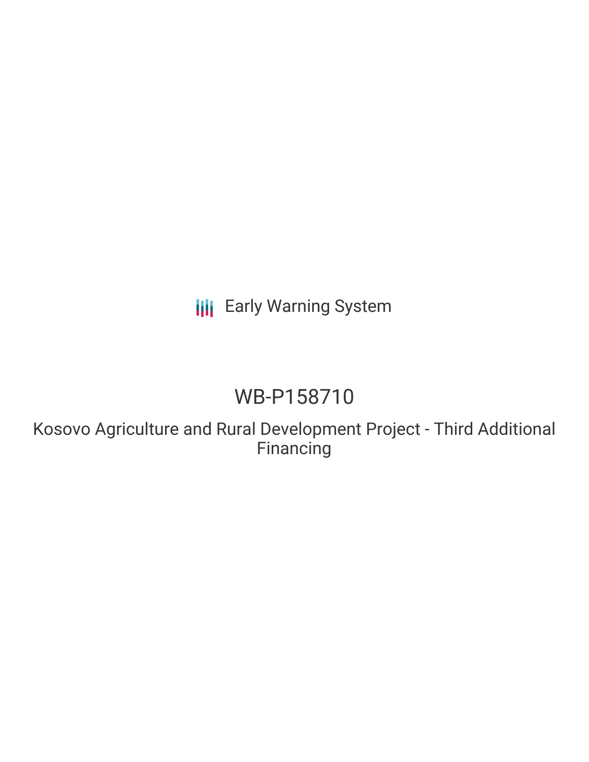Early Warning System

# WB-P158710

## Kosovo Agriculture and Rural Development Project - Third Additional Financing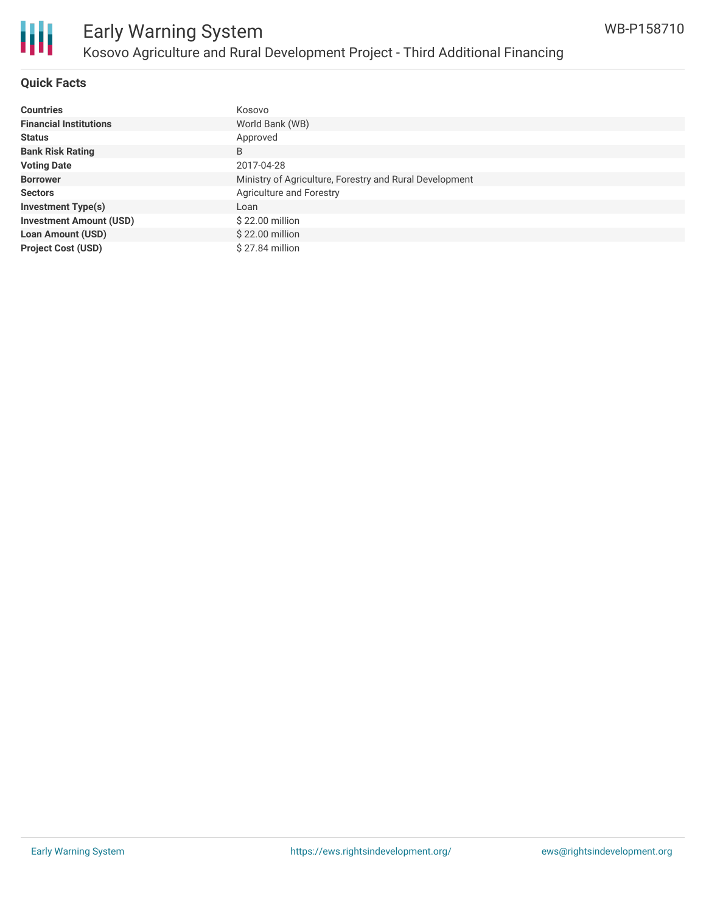# Early Warning System

## Kosovo Agriculture and Rural Development Project - Third Additional Financing

WB-P158710

### Quick Facts

| | |
|---|---|
| **Countries** | Kosovo |
| **Financial Institutions** | World Bank (WB) |
| **Status** | Approved |
| **Bank Risk Rating** | B |
| **Voting Date** | 2017-04-28 |
| **Borrower** | Ministry of Agriculture, Forestry and Rural Development |
| **Sectors** | Agriculture and Forestry |
| **Investment Type(s)** | Loan |
| **Investment Amount (USD)** | $ 22.00 million |
| **Loan Amount (USD)** | $ 22.00 million |
| **Project Cost (USD)** | $ 27.84 million |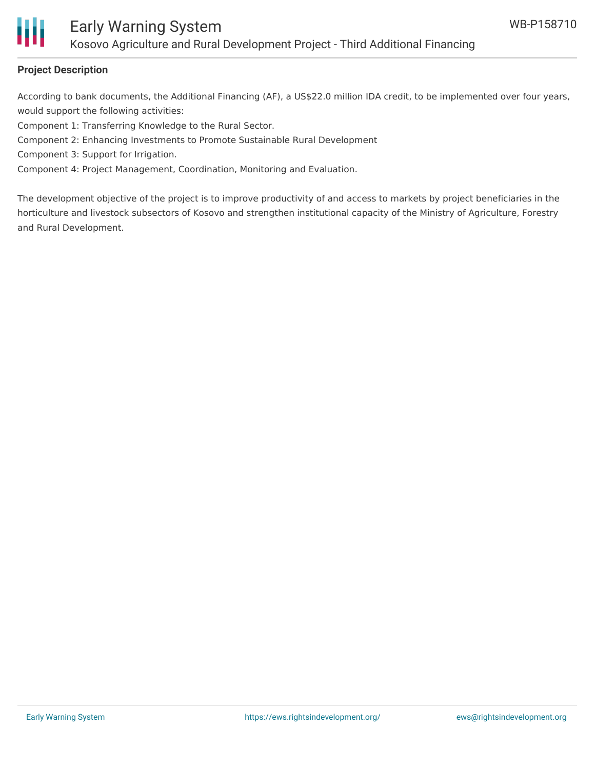## Project Description

According to bank documents, the Additional Financing (AF), a US$22.0 million IDA credit, to be implemented over four years, would support the following activities:

Component 1: Transferring Knowledge to the Rural Sector.

Component 2: Enhancing Investments to Promote Sustainable Rural Development

Component 3: Support for Irrigation.

Component 4: Project Management, Coordination, Monitoring and Evaluation.

The development objective of the project is to improve productivity of and access to markets by project beneficiaries in the horticulture and livestock subsectors of Kosovo and strengthen institutional capacity of the Ministry of Agriculture, Forestry and Rural Development.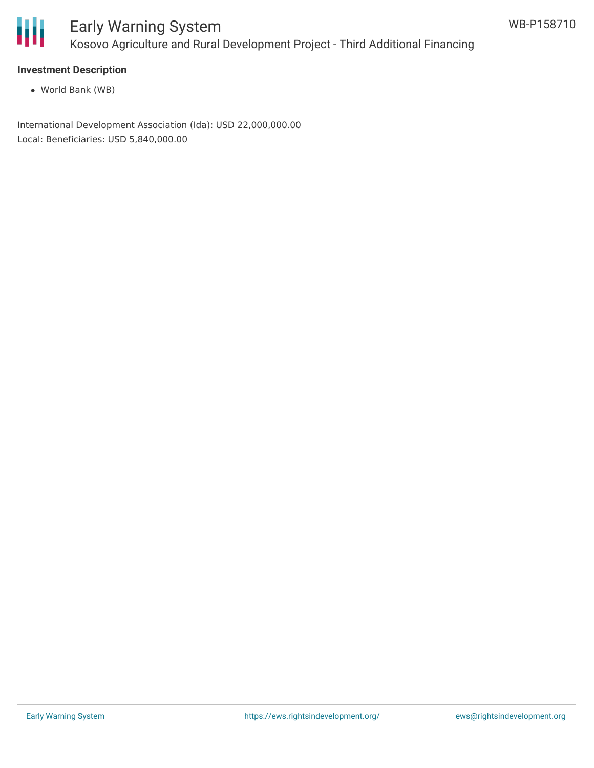### Investment Description

- World Bank (WB)

International Development Association (Ida): USD 22,000,000.00

Local: Beneficiaries: USD 5,840,000.00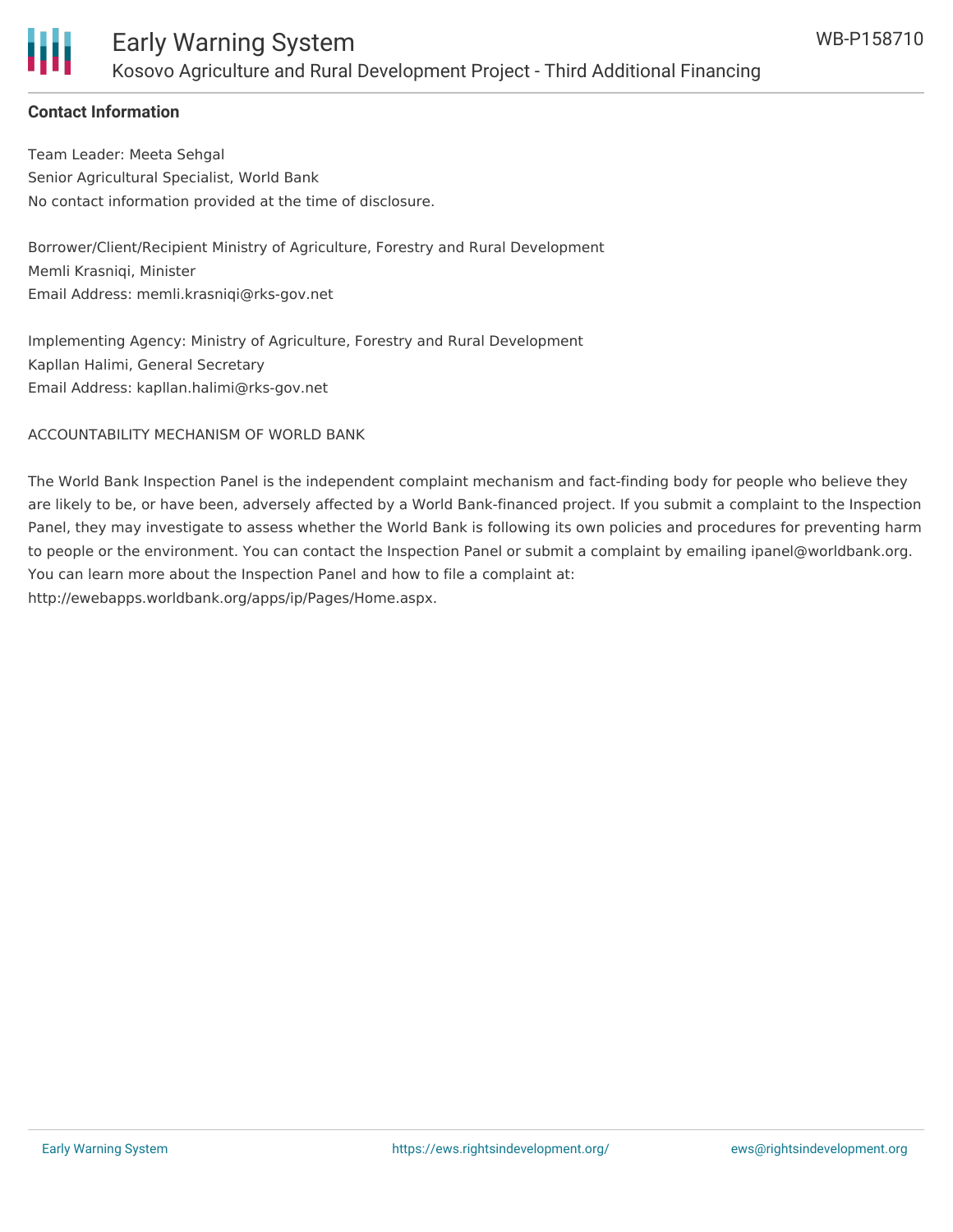**Contact Information**

Team Leader: Meeta Sehgal
Senior Agricultural Specialist, World Bank
No contact information provided at the time of disclosure.

Borrower/Client/Recipient Ministry of Agriculture, Forestry and Rural Development
Memli Krasniqi, Minister
Email Address: memli.krasniqi@rks-gov.net

Implementing Agency: Ministry of Agriculture, Forestry and Rural Development
Kapllan Halimi, General Secretary
Email Address: kapllan.halimi@rks-gov.net

ACCOUNTABILITY MECHANISM OF WORLD BANK

The World Bank Inspection Panel is the independent complaint mechanism and fact-finding body for people who believe they are likely to be, or have been, adversely affected by a World Bank-financed project. If you submit a complaint to the Inspection Panel, they may investigate to assess whether the World Bank is following its own policies and procedures for preventing harm to people or the environment. You can contact the Inspection Panel or submit a complaint by emailing ipanel@worldbank.org. You can learn more about the Inspection Panel and how to file a complaint at: http://ewebapps.worldbank.org/apps/ip/Pages/Home.aspx.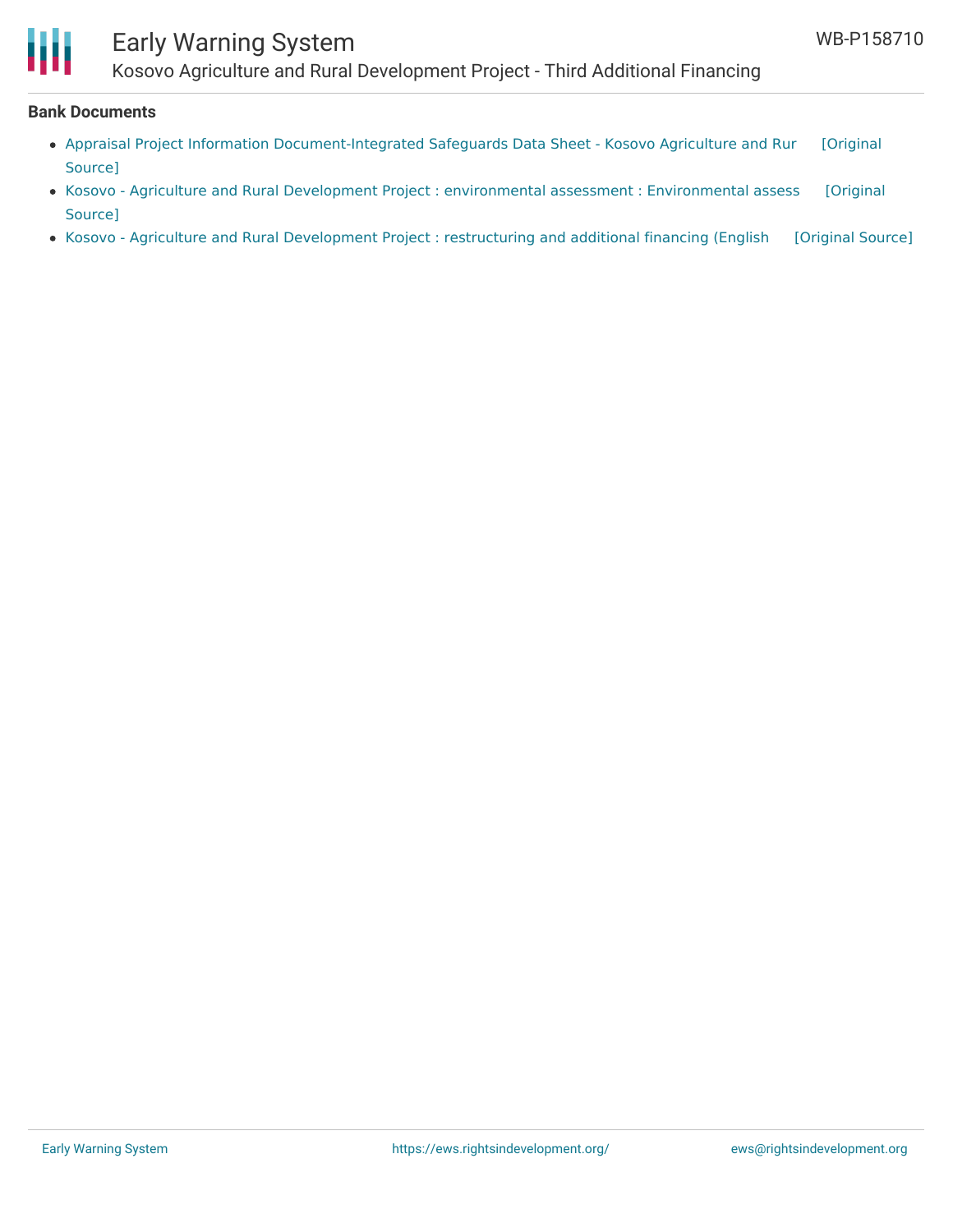**Bank Documents**

- Appraisal Project Information Document-Integrated Safeguards Data Sheet - Kosovo Agriculture and Rur [Original Source]
- Kosovo - Agriculture and Rural Development Project : environmental assessment : Environmental assess [Original Source]
- Kosovo - Agriculture and Rural Development Project : restructuring and additional financing (English [Original Source]